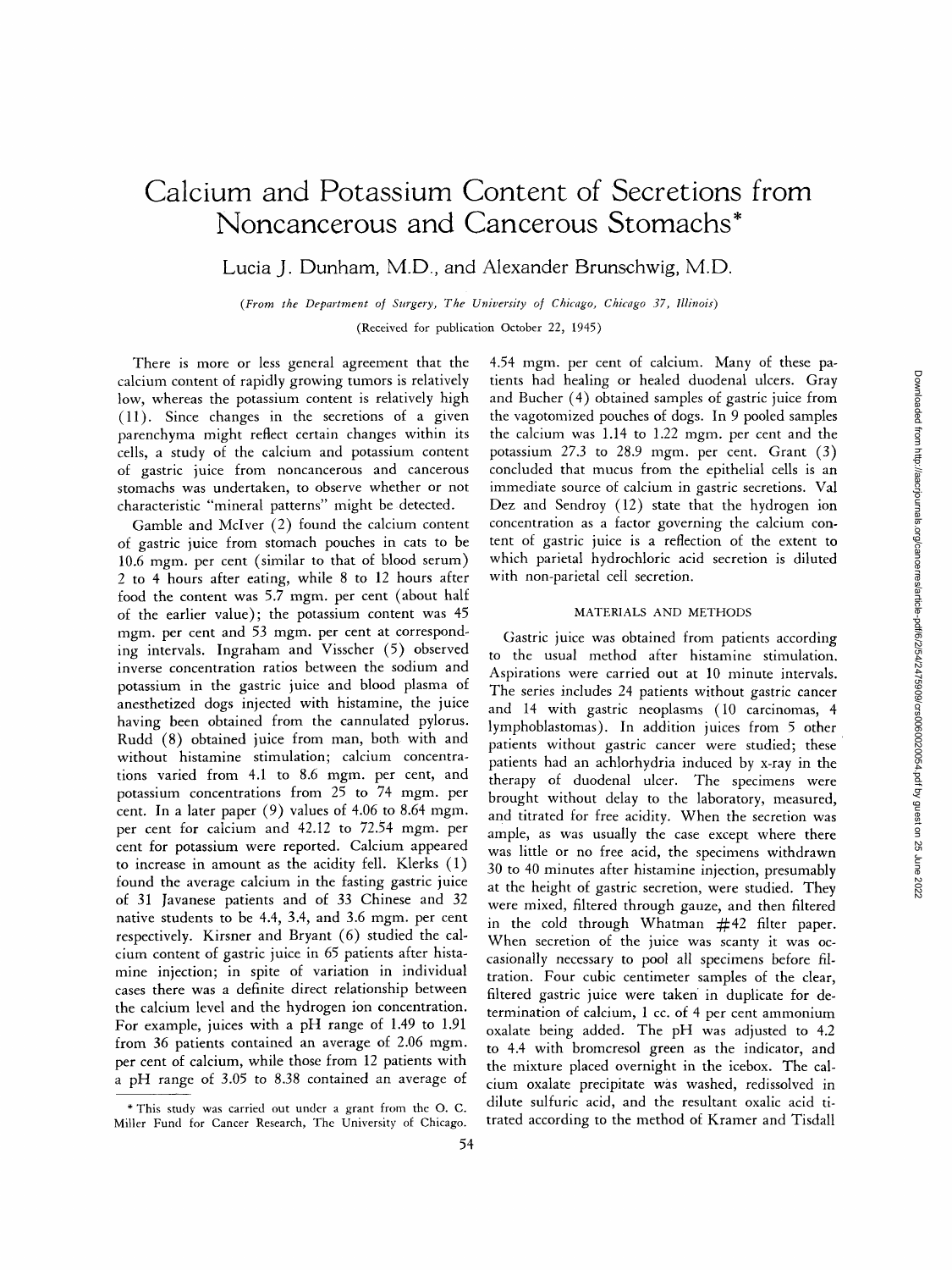# Calcium and Potassium Content of Secretions from Noncancerous and Cancerous Stomachs*

Lucia J. Dunham, M.D., and Alexander Brunschwig, M.D.

*(From the Department of Surgery, The University of Chicago, Chicago 37, Illinois)*

(Received for publication October 22, 1945)

There is more or less general agreement that the calcium content of rapidly growing tumors is relatively low, whereas the potassium content is relatively high (11). Since changes in the secretions of a given parenchyma might reflect certain changes within its cells, a study of the calcium and potassium content of gastric juice from noncancerous and cancerous stomachs was undertaken, to observe whether or not characteristic "mineral patterns" might be detected.

Gamble and McIver (2) found the calcium content of gastric juice from stomach pouches in cats to be 10.6 mgm. per cent (similar to that of blood serum) 2 to 4 hours after eating, while 8 to 12 hours after food the content was 5.7 mgm. per cent (about half of the earlier value); the potassium content was 45 mgm. per cent and 53 mgm. per cent at corresponding intervals. Ingraham and Visscher (5) observed inverse concentration ratios between the sodium and potassium in the gastric juice and blood plasma of anesthetized dogs injected with histamine, the juice having been obtained from the cannulated pylorus. Rudd (8) obtained juice from man, both with and without histamine stimulation; calcium concentrations varied from 4.1 to 8.6 mgm. per cent, and potassium concentrations from 25 to 74 mgm. per cent. In a later paper (9) values of 4.06 to 8.64 mgm. per cent for calcium and 42.12 to 72.54 mgm. per cent for potassium were reported. Calcium appeared to increase in amount as the acidity fell. Klerks (1) found the average calcium in the fasting gastric juice of 31 Javanese patients and of 33 Chinese and 32 native students to be 4.4, 3.4, and 3.6 mgm. per cent respectively. Kirsner and Bryant (6) studied the calcium content of gastric juice in 65 patients after histamine injection; in spite of variation in individual cases there was a definite direct relationship between the calcium level and the hydrogen ion concentration. For example, juices with a pH range of 1.49 to 1.91 from 36 patients contained an average of 2.06 mgm. per cent of calcium, while those from 12 patients with a pH range of 3.05 to 8.38 contained an average of 4.54 mgm. per cent of calcium. Many of these patients had healing or healed duodenal ulcers. Gray and Bucher (4) obtained samples of gastric juice from the vagotomized pouches of dogs. In 9 pooled samples the calcium was 1.14 to 1.22 mgm. per cent and the potassium 27.3 to 28.9 mgm. per cent. Grant (3) concluded that mucus from the epithelial cells is an immediate source of calcium in gastric secretions. Val Dez and Sendroy (12) state that the hydrogen ion concentration as a factor governing the calcium content of gastric juice is a reflection of the extent to which parietal hydrochloric acid secretion is diluted with non-parietal cell secretion.

## MATERIALS AND METHODS

Gastric juice was obtained from patients according to the usual method after histamine stimulation. Aspirations were carried out at 10 minute intervals. The series includes 24 patients without gastric cancer and 14 with gastric neoplasms (10 carcinomas, 4 lymphoblastomas). In addition juices from 5 other patients without gastric cancer were studied; these patients had an achlorhydria induced by x-ray in the therapy of duodenal ulcer. The specimens were brought without delay to the laboratory, measured, and titrated for free acidity. When the secretion was ample, as was usually the case except where there was little or no free acid, the specimens withdrawn 30 to 40 minutes after histamine injection, presumably at the height of gastric secretion, were studied. They were mixed, filtered through gauze, and then filtered in the cold through Whatman #42 filter paper. When secretion of the juice was scanty it was occasionally necessary to pool all specimens before filtration. Four cubic centimeter samples of the clear, filtered gastric juice were taken in duplicate for determination of calcium, 1 cc. of 4 per cent ammonium oxalate being added. The pH was adjusted to 4.2 to 4.4 with bromcresol green as the indicator, and the mixture placed overnight in the icebox. The calcium oxalate precipitate was washed, redissolved in dilute sulfuric acid, and the resultant oxalic acid titrated according to the method of Kramer and Tisdall

---

* This study was carried out under a grant from the O. C. Miller Fund for Cancer Research, The University of Chicago.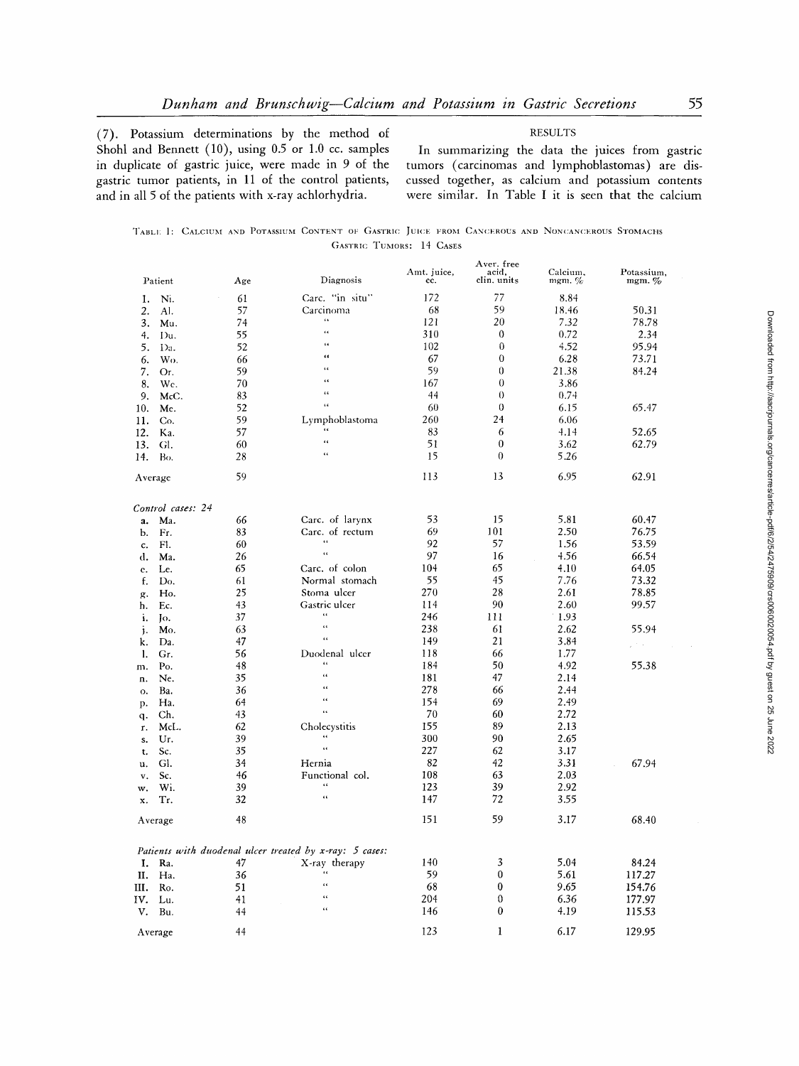(7). Potassium determinations by the method of Shohl and Bennett (10), using 0.5 or 1.0 cc. samples in duplicate of gastric juice, were made in 9 of the gastric tumor patients, in 11 of the control patients, and in all 5 of the patients with x-ray achlorhydria.

## RESULTS

In summarizing the data the juices from gastric tumors (carcinomas and lymphoblastomas) are discussed together, as calcium and potassium contents were similar. In Table I it is seen that the calcium

TABLE I: CALCIUM AND POTASSIUM CONTENT OF GASTRIC JUICE FROM CANCEROUS AND NONCANCEROUS STOMACHS

| Patient | Age | Diagnosis | Amt. juice, cc. | Aver. free acid, clin. units | Calcium, mgm. % | Potassium, mgm. % |
|---|---|---|---|---|---|---|
| *Gastric Tumors: 14 Cases* | | | | | | |
| 1. Ni. | 61 | Carc. "in situ" | 172 | 77 | 8.84 | |
| 2. Al. | 57 | Carcinoma | 68 | 59 | 18.46 | 50.31 |
| 3. Mu. | 74 | " | 121 | 20 | 7.32 | 78.78 |
| 4. Du. | 55 | " | 310 | 0 | 0.72 | 2.34 |
| 5. Da. | 52 | " | 102 | 0 | 4.52 | 95.94 |
| 6. Wo. | 66 | " | 67 | 0 | 6.28 | 73.71 |
| 7. Or. | 59 | " | 59 | 0 | 21.38 | 84.24 |
| 8. We. | 70 | " | 167 | 0 | 3.86 | |
| 9. McC. | 83 | " | 44 | 0 | 0.74 | |
| 10. Mc. | 52 | " | 60 | 0 | 6.15 | 65.47 |
| 11. Co. | 59 | Lymphoblastoma | 260 | 24 | 6.06 | |
| 12. Ka. | 57 | " | 83 | 6 | 4.14 | 52.65 |
| 13. Gl. | 60 | " | 51 | 0 | 3.62 | 62.79 |
| 14. Bo. | 28 | " | 15 | 0 | 5.26 | |
| Average | 59 | | 113 | 13 | 6.95 | 62.91 |
| *Control cases: 24* | | | | | | |
| a. Ma. | 66 | Carc. of larynx | 53 | 15 | 5.81 | 60.47 |
| b. Fr. | 83 | Carc. of rectum | 69 | 101 | 2.50 | 76.75 |
| c. Fl. | 60 | " | 92 | 57 | 1.56 | 53.59 |
| d. Ma. | 26 | " | 97 | 16 | 4.56 | 66.54 |
| e. Le. | 65 | Carc. of colon | 104 | 65 | 4.10 | 64.05 |
| f. Do. | 61 | Normal stomach | 55 | 45 | 7.76 | 73.32 |
| g. Ho. | 25 | Stoma ulcer | 270 | 28 | 2.61 | 78.85 |
| h. Ec. | 43 | Gastric ulcer | 114 | 90 | 2.60 | 99.57 |
| i. Jo. | 37 | " | 246 | 111 | 1.93 | |
| j. Mo. | 63 | " | 238 | 61 | 2.62 | 55.94 |
| k. Da. | 47 | " | 149 | 21 | 3.84 | |
| l. Gr. | 56 | Duodenal ulcer | 118 | 66 | 1.77 | |
| m. Po. | 48 | " | 184 | 50 | 4.92 | 55.38 |
| n. Ne. | 35 | " | 181 | 47 | 2.14 | |
| o. Ba. | 36 | " | 278 | 66 | 2.44 | |
| p. Ha. | 64 | " | 154 | 69 | 2.49 | |
| q. Ch. | 43 | " | 70 | 60 | 2.72 | |
| r. McL. | 62 | Cholecystitis | 155 | 89 | 2.13 | |
| s. Ur. | 39 | " | 300 | 90 | 2.65 | |
| t. Sc. | 35 | " | 227 | 62 | 3.17 | |
| u. Gl. | 34 | Hernia | 82 | 42 | 3.31 | 67.94 |
| v. Sc. | 46 | Functional col. | 108 | 63 | 2.03 | |
| w. Wi. | 39 | " | 123 | 39 | 2.92 | |
| x. Tr. | 32 | " | 147 | 72 | 3.55 | |
| Average | 48 | | 151 | 59 | 3.17 | 68.40 |
| *Patients with duodenal ulcer treated by x-ray: 5 cases:* | | | | | | |
| I. Ra. | 47 | X-ray therapy | 140 | 3 | 5.04 | 84.24 |
| II. Ha. | 36 | " | 59 | 0 | 5.61 | 117.27 |
| III. Ro. | 51 | " | 68 | 0 | 9.65 | 154.76 |
| IV. Lu. | 41 | " | 204 | 0 | 6.36 | 177.97 |
| V. Bu. | 44 | " | 146 | 0 | 4.19 | 115.53 |
| Average | 44 | | 123 | 1 | 6.17 | 129.95 |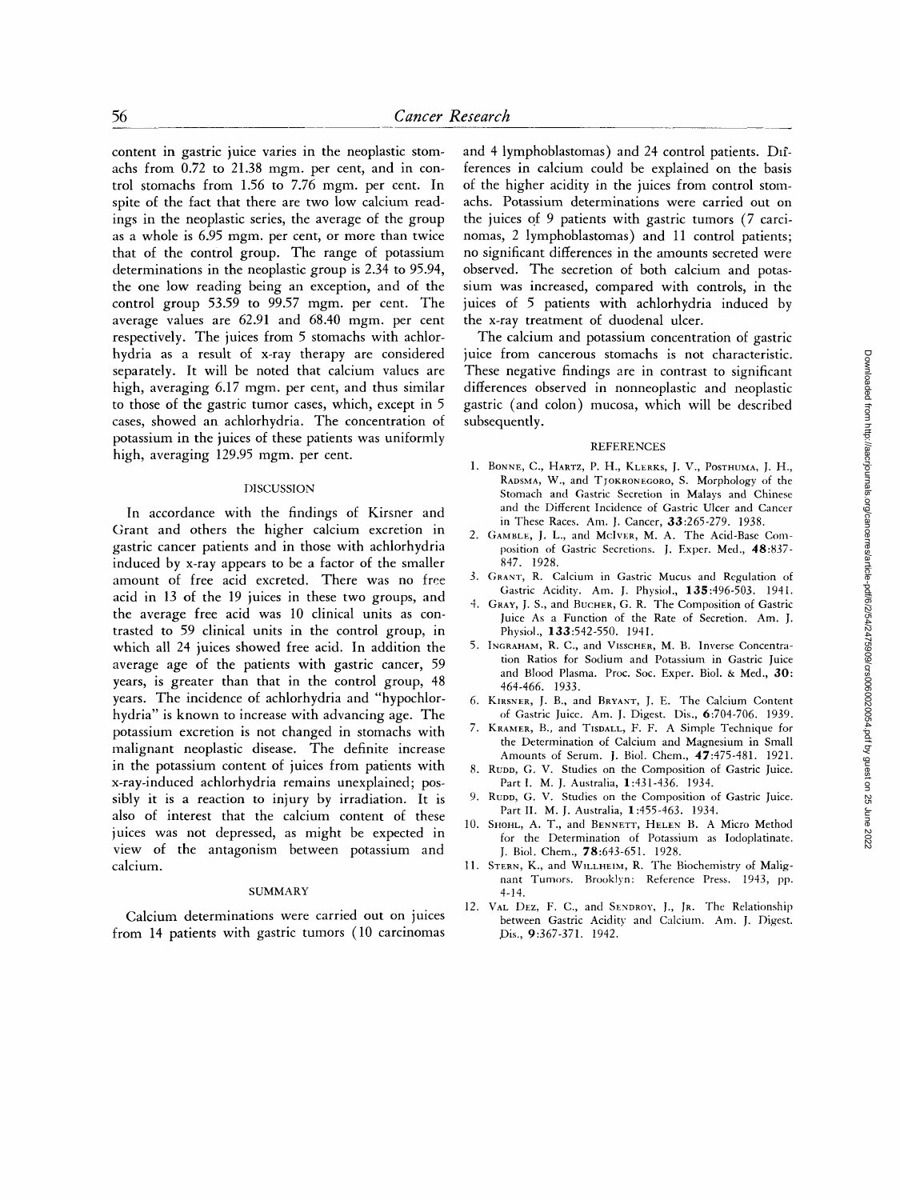content in gastric juice varies in the neoplastic stomachs from 0.72 to 21.38 mgm. per cent, and in control stomachs from 1.56 to 7.76 mgm. per cent. In spite of the fact that there are two low calcium readings in the neoplastic series, the average of the group as a whole is 6.95 mgm. per cent, or more than twice that of the control group. The range of potassium determinations in the neoplastic group is 2.34 to 95.94, the one low reading being an exception, and of the control group 53.59 to 99.57 mgm. per cent. The average values are 62.91 and 68.40 mgm. per cent respectively. The juices from 5 stomachs with achlorhydria as a result of x-ray therapy are considered separately. It will be noted that calcium values are high, averaging 6.17 mgm. per cent, and thus similar to those of the gastric tumor cases, which, except in 5 cases, showed an achlorhydria. The concentration of potassium in the juices of these patients was uniformly high, averaging 129.95 mgm. per cent.

## DISCUSSION

In accordance with the findings of Kirsner and Grant and others the higher calcium excretion in gastric cancer patients and in those with achlorhydria induced by x-ray appears to be a factor of the smaller amount of free acid excreted. There was no free acid in 13 of the 19 juices in these two groups, and the average free acid was 10 clinical units as contrasted to 59 clinical units in the control group, in which all 24 juices showed free acid. In addition the average age of the patients with gastric cancer, 59 years, is greater than that in the control group, 48 years. The incidence of achlorhydria and "hypochlorhydria" is known to increase with advancing age. The potassium excretion is not changed in stomachs with malignant neoplastic disease. The definite increase in the potassium content of juices from patients with x-ray-induced achlorhydria remains unexplained; possibly it is a reaction to injury by irradiation. It is also of interest that the calcium content of these juices was not depressed, as might be expected in view of the antagonism between potassium and calcium.

## SUMMARY

Calcium determinations were carried out on juices from 14 patients with gastric tumors (10 carcinomas and 4 lymphoblastomas) and 24 control patients. Differences in calcium could be explained on the basis of the higher acidity in the juices from control stomachs. Potassium determinations were carried out on the juices of 9 patients with gastric tumors (7 carcinomas, 2 lymphoblastomas) and 11 control patients; no significant differences in the amounts secreted were observed. The secretion of both calcium and potassium was increased, compared with controls, in the juices of 5 patients with achlorhydria induced by the x-ray treatment of duodenal ulcer.

The calcium and potassium concentration of gastric juice from cancerous stomachs is not characteristic. These negative findings are in contrast to significant differences observed in nonneoplastic and neoplastic gastric (and colon) mucosa, which will be described subsequently.

## REFERENCES

1. Bonne, C., Hartz, P. H., Klerks, J. V., Posthuma, J. H., Radsma, W., and Tjokronegoro, S. Morphology of the Stomach and Gastric Secretion in Malays and Chinese and the Different Incidence of Gastric Ulcer and Cancer in These Races. Am. J. Cancer, **33**:265-279. 1938.
2. Gamble, J. L., and McIver, M. A. The Acid-Base Composition of Gastric Secretions. J. Exper. Med., **48**:837-847. 1928.
3. Grant, R. Calcium in Gastric Mucus and Regulation of Gastric Acidity. Am. J. Physiol., **135**:496-503. 1941.
4. Gray, J. S., and Bucher, G. R. The Composition of Gastric Juice As a Function of the Rate of Secretion. Am. J. Physiol., **133**:542-550. 1941.
5. Ingraham, R. C., and Visscher, M. B. Inverse Concentration Ratios for Sodium and Potassium in Gastric Juice and Blood Plasma. Proc. Soc. Exper. Biol. & Med., **30**:464-466. 1933.
6. Kirsner, J. B., and Bryant, J. E. The Calcium Content of Gastric Juice. Am. J. Digest. Dis., **6**:704-706. 1939.
7. Kramer, B., and Tisdall, F. F. A Simple Technique for the Determination of Calcium and Magnesium in Small Amounts of Serum. J. Biol. Chem., **47**:475-481. 1921.
8. Rudd, G. V. Studies on the Composition of Gastric Juice. Part I. M. J. Australia, **1**:431-436. 1934.
9. Rudd, G. V. Studies on the Composition of Gastric Juice. Part II. M. J. Australia, **1**:455-463. 1934.
10. Shohl, A. T., and Bennett, Helen B. A Micro Method for the Determination of Potassium as Iodoplatinate. J. Biol. Chem., **78**:643-651. 1928.
11. Stern, K., and Willheim, R. The Biochemistry of Malignant Tumors. Brooklyn: Reference Press. 1943, pp. 4-14.
12. Val Dez, F. C., and Sendroy, J., Jr. The Relationship between Gastric Acidity and Calcium. Am. J. Digest. Dis., **9**:367-371. 1942.